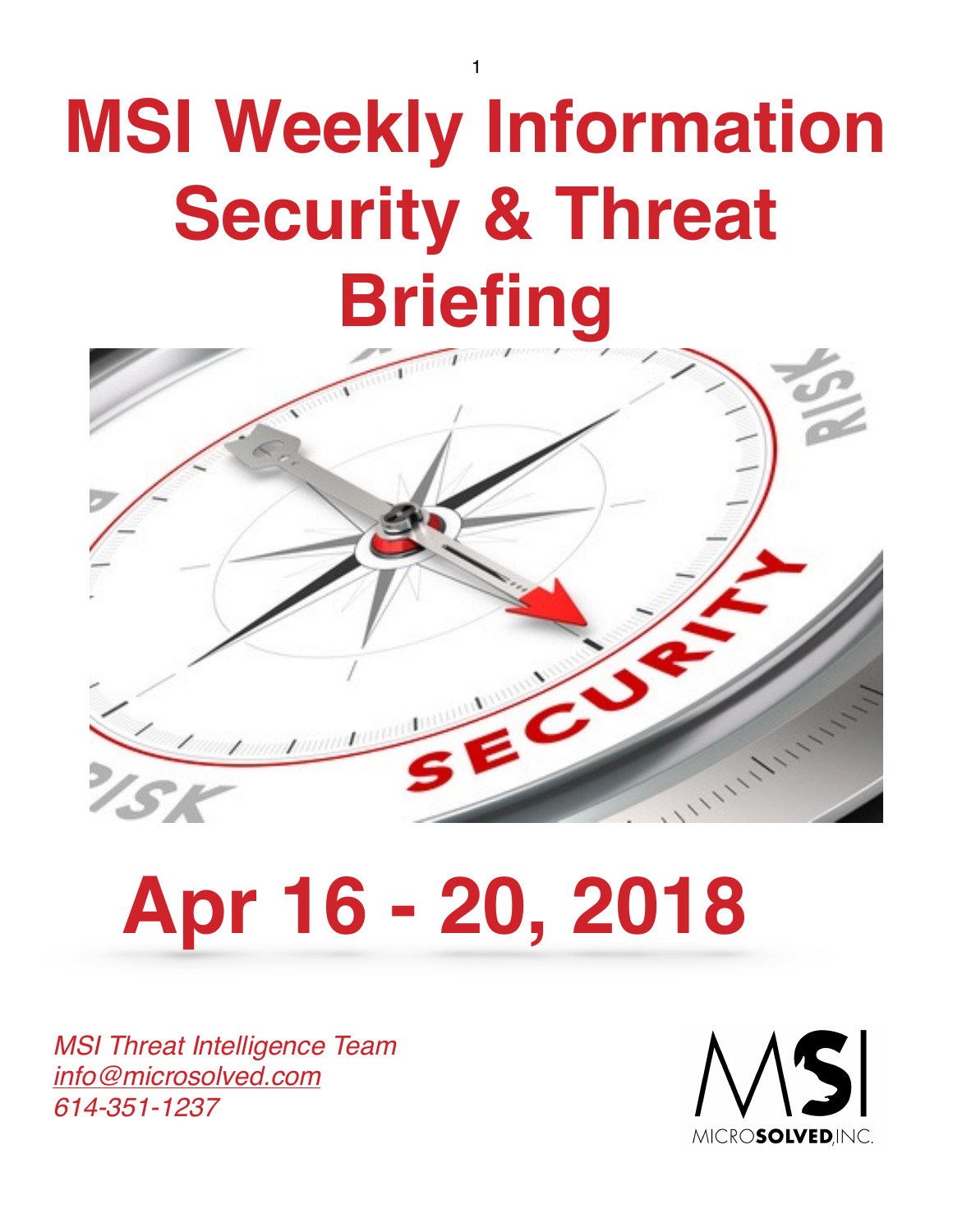# MSI Weekly Information Security & Threat Briefing

# Apr 16 - 20, 2018

*MSI Threat Intelligence Team*
*info@microsolved.com*
*614-351-1237*

MICROSOLVED, INC.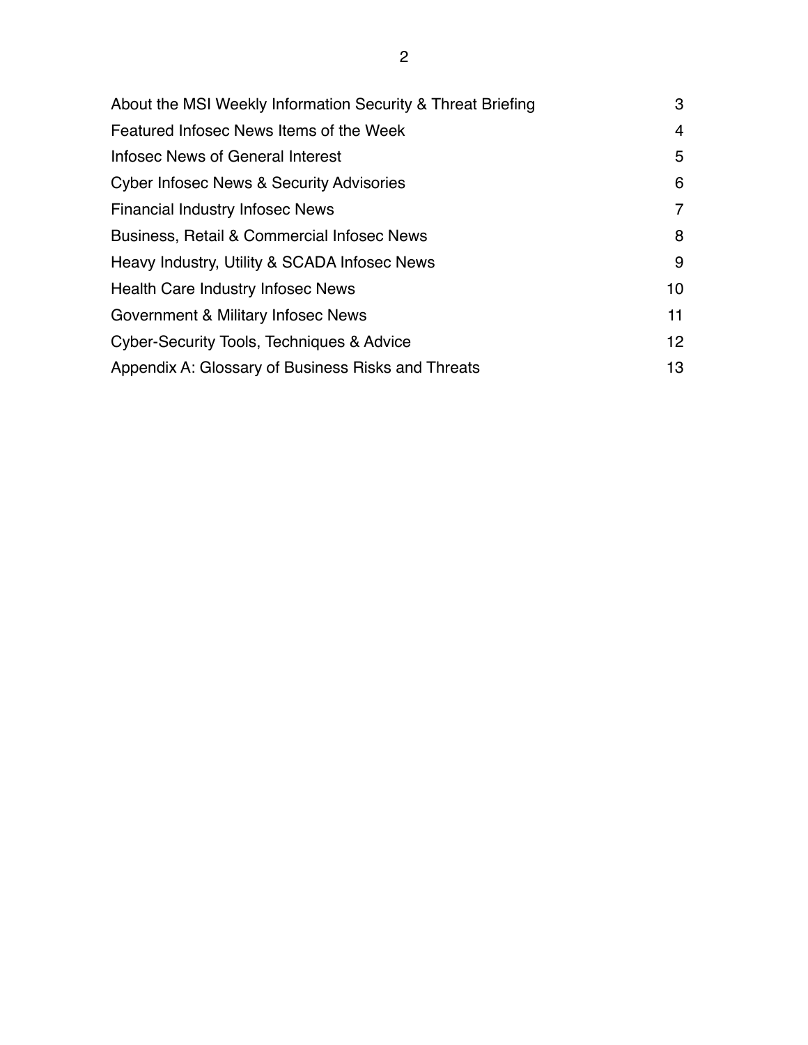| | |
|---|---|
| About the MSI Weekly Information Security & Threat Briefing | 3 |
| Featured Infosec News Items of the Week | 4 |
| Infosec News of General Interest | 5 |
| Cyber Infosec News & Security Advisories | 6 |
| Financial Industry Infosec News | 7 |
| Business, Retail & Commercial Infosec News | 8 |
| Heavy Industry, Utility & SCADA Infosec News | 9 |
| Health Care Industry Infosec News | 10 |
| Government & Military Infosec News | 11 |
| Cyber-Security Tools, Techniques & Advice | 12 |
| Appendix A: Glossary of Business Risks and Threats | 13 |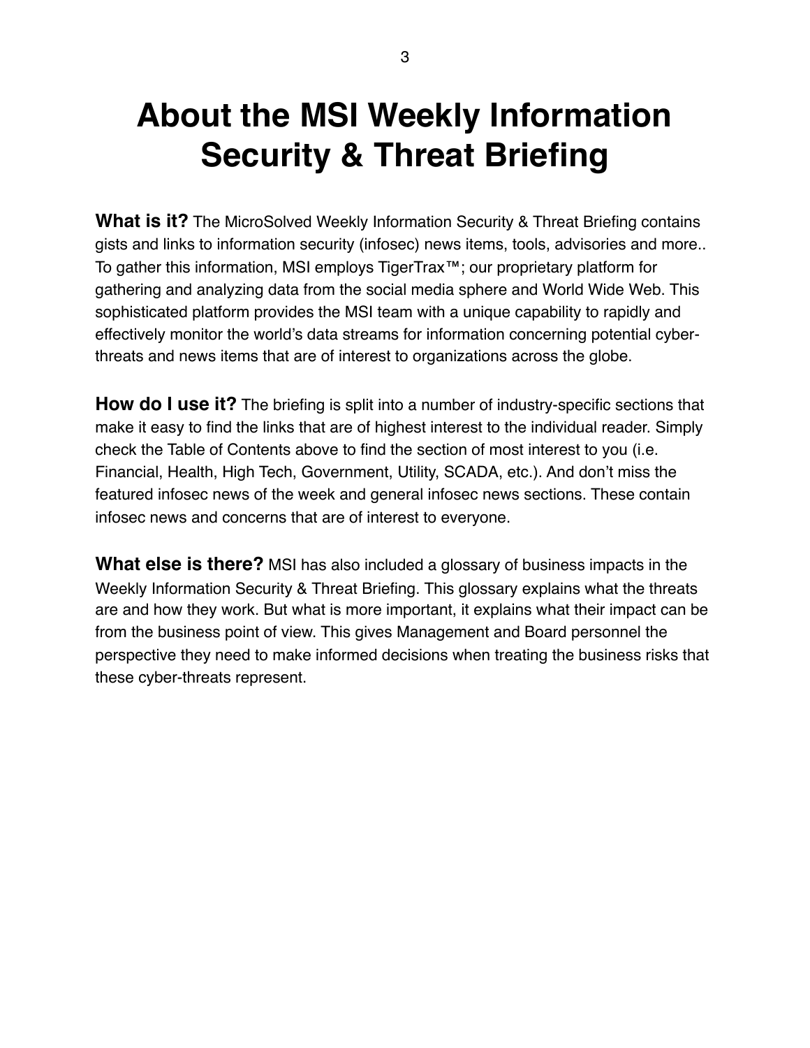# About the MSI Weekly Information Security & Threat Briefing

**What is it?** The MicroSolved Weekly Information Security & Threat Briefing contains gists and links to information security (infosec) news items, tools, advisories and more.. To gather this information, MSI employs TigerTrax™; our proprietary platform for gathering and analyzing data from the social media sphere and World Wide Web. This sophisticated platform provides the MSI team with a unique capability to rapidly and effectively monitor the world's data streams for information concerning potential cyber-threats and news items that are of interest to organizations across the globe.

**How do I use it?** The briefing is split into a number of industry-specific sections that make it easy to find the links that are of highest interest to the individual reader. Simply check the Table of Contents above to find the section of most interest to you (i.e. Financial, Health, High Tech, Government, Utility, SCADA, etc.). And don't miss the featured infosec news of the week and general infosec news sections. These contain infosec news and concerns that are of interest to everyone.

**What else is there?** MSI has also included a glossary of business impacts in the Weekly Information Security & Threat Briefing. This glossary explains what the threats are and how they work. But what is more important, it explains what their impact can be from the business point of view. This gives Management and Board personnel the perspective they need to make informed decisions when treating the business risks that these cyber-threats represent.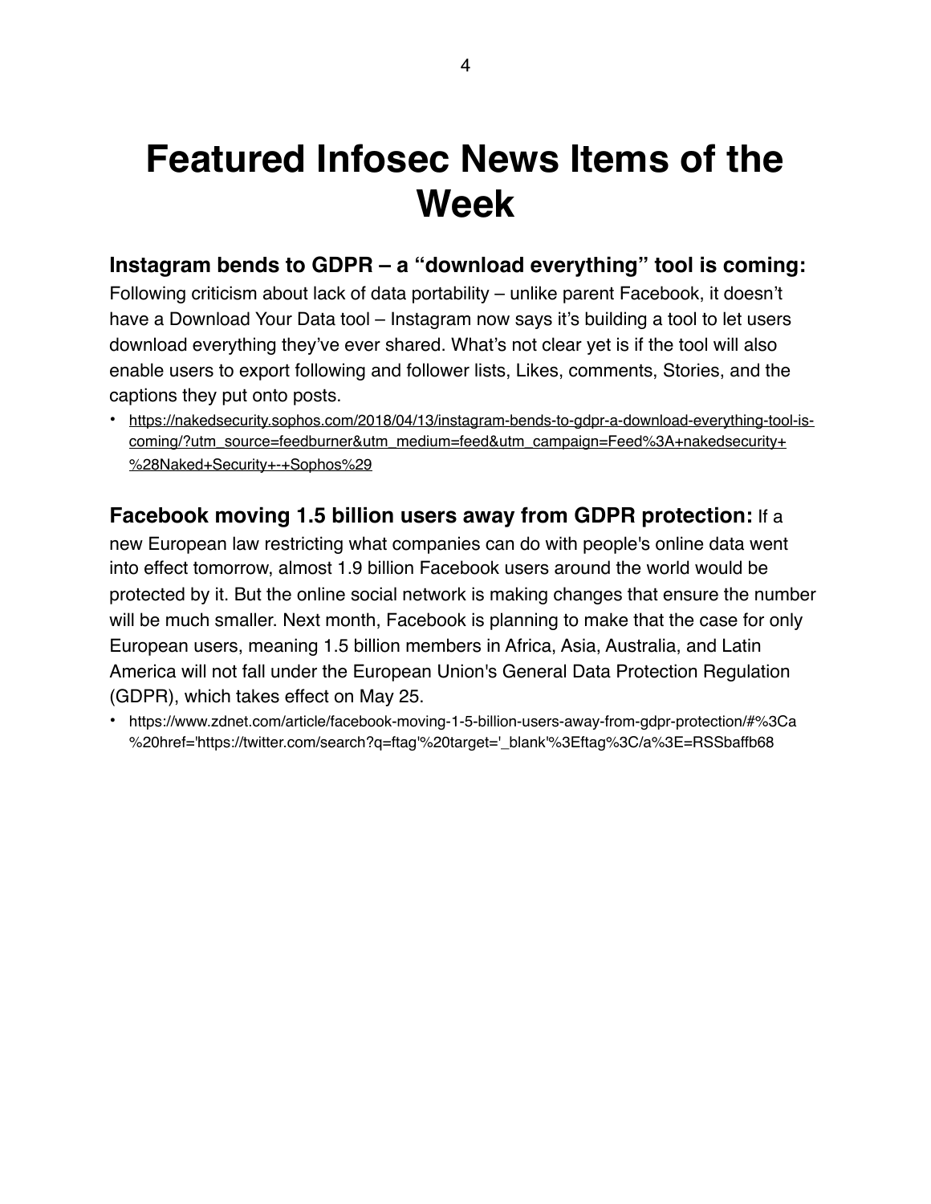# Featured Infosec News Items of the Week

**Instagram bends to GDPR – a "download everything" tool is coming:** Following criticism about lack of data portability – unlike parent Facebook, it doesn't have a Download Your Data tool – Instagram now says it's building a tool to let users download everything they've ever shared. What's not clear yet is if the tool will also enable users to export following and follower lists, Likes, comments, Stories, and the captions they put onto posts.

- https://nakedsecurity.sophos.com/2018/04/13/instagram-bends-to-gdpr-a-download-everything-tool-is-coming/?utm_source=feedburner&utm_medium=feed&utm_campaign=Feed%3A+nakedsecurity+%28Naked+Security+-+Sophos%29

**Facebook moving 1.5 billion users away from GDPR protection:** If a new European law restricting what companies can do with people's online data went into effect tomorrow, almost 1.9 billion Facebook users around the world would be protected by it. But the online social network is making changes that ensure the number will be much smaller. Next month, Facebook is planning to make that the case for only European users, meaning 1.5 billion members in Africa, Asia, Australia, and Latin America will not fall under the European Union's General Data Protection Regulation (GDPR), which takes effect on May 25.

- https://www.zdnet.com/article/facebook-moving-1-5-billion-users-away-from-gdpr-protection/#%3Ca%20href='https://twitter.com/search?q=ftag'%20target='_blank'%3Eftag%3C/a%3E=RSSbaffb68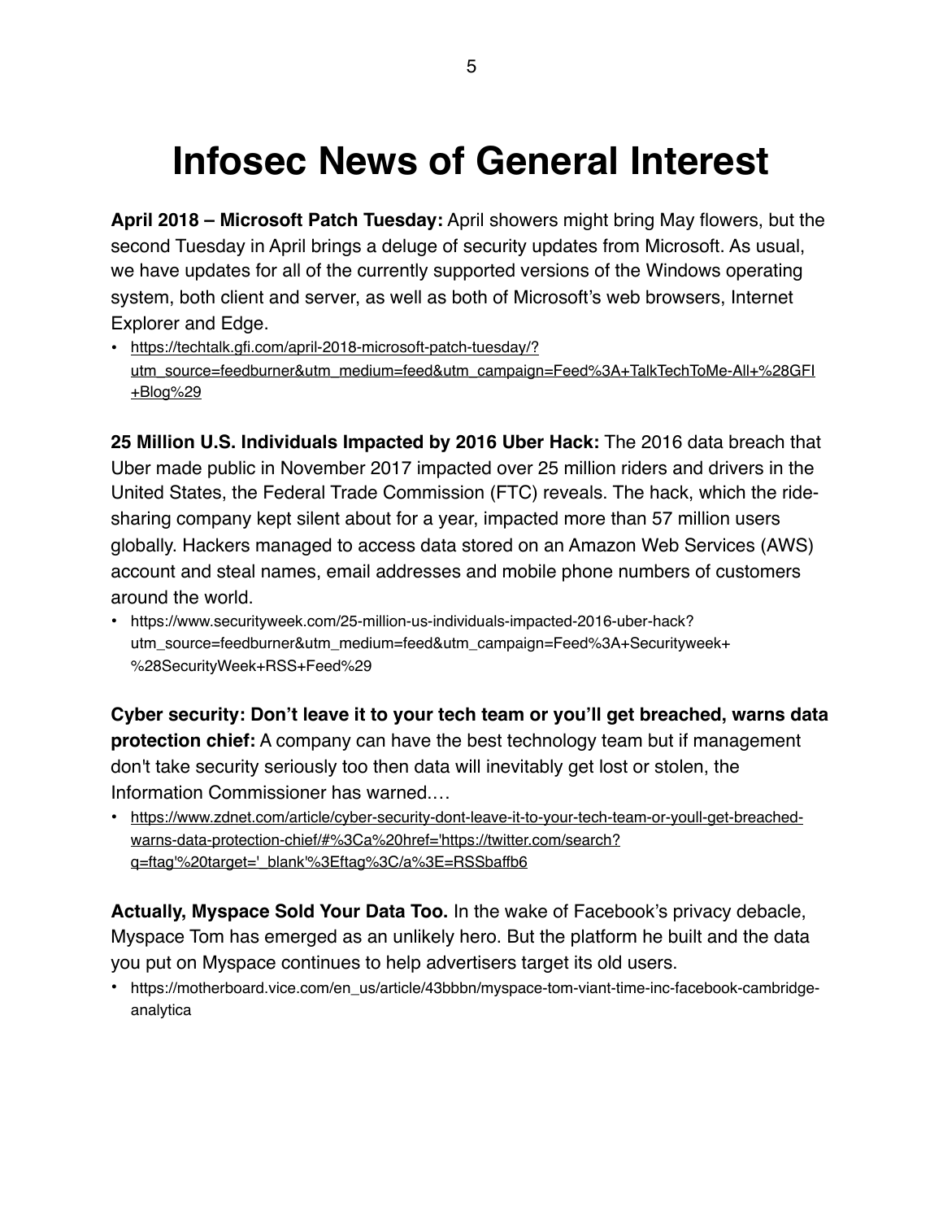# Infosec News of General Interest

**April 2018 – Microsoft Patch Tuesday:** April showers might bring May flowers, but the second Tuesday in April brings a deluge of security updates from Microsoft. As usual, we have updates for all of the currently supported versions of the Windows operating system, both client and server, as well as both of Microsoft's web browsers, Internet Explorer and Edge.

- https://techtalk.gfi.com/april-2018-microsoft-patch-tuesday/?utm_source=feedburner&utm_medium=feed&utm_campaign=Feed%3A+TalkTechToMe-All+%28GFI+Blog%29

**25 Million U.S. Individuals Impacted by 2016 Uber Hack:** The 2016 data breach that Uber made public in November 2017 impacted over 25 million riders and drivers in the United States, the Federal Trade Commission (FTC) reveals. The hack, which the ride-sharing company kept silent about for a year, impacted more than 57 million users globally. Hackers managed to access data stored on an Amazon Web Services (AWS) account and steal names, email addresses and mobile phone numbers of customers around the world.

- https://www.securityweek.com/25-million-us-individuals-impacted-2016-uber-hack?utm_source=feedburner&utm_medium=feed&utm_campaign=Feed%3A+Securityweek+%28SecurityWeek+RSS+Feed%29

**Cyber security: Don't leave it to your tech team or you'll get breached, warns data protection chief:** A company can have the best technology team but if management don't take security seriously too then data will inevitably get lost or stolen, the Information Commissioner has warned.…

- https://www.zdnet.com/article/cyber-security-dont-leave-it-to-your-tech-team-or-youll-get-breached-warns-data-protection-chief/#%3Ca%20href='https://twitter.com/search?q=ftag'%20target='_blank'%3Eftag%3C/a%3E=RSSbaffb6

**Actually, Myspace Sold Your Data Too.** In the wake of Facebook's privacy debacle, Myspace Tom has emerged as an unlikely hero. But the platform he built and the data you put on Myspace continues to help advertisers target its old users.

- https://motherboard.vice.com/en_us/article/43bbbn/myspace-tom-viant-time-inc-facebook-cambridge-analytica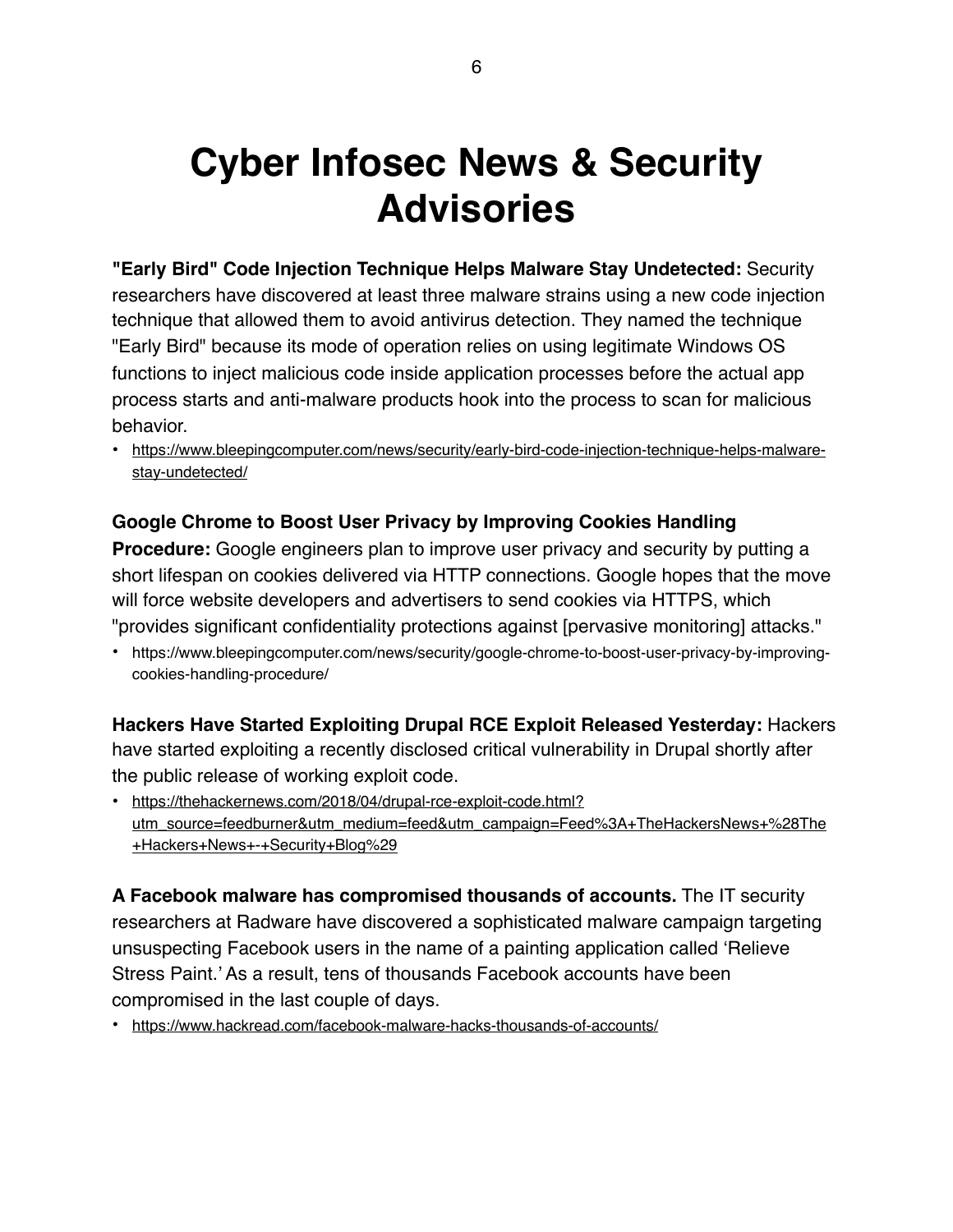# Cyber Infosec News & Security Advisories

**"Early Bird" Code Injection Technique Helps Malware Stay Undetected:** Security researchers have discovered at least three malware strains using a new code injection technique that allowed them to avoid antivirus detection. They named the technique "Early Bird" because its mode of operation relies on using legitimate Windows OS functions to inject malicious code inside application processes before the actual app process starts and anti-malware products hook into the process to scan for malicious behavior.

- https://www.bleepingcomputer.com/news/security/early-bird-code-injection-technique-helps-malware-stay-undetected/

**Google Chrome to Boost User Privacy by Improving Cookies Handling Procedure:** Google engineers plan to improve user privacy and security by putting a short lifespan on cookies delivered via HTTP connections. Google hopes that the move will force website developers and advertisers to send cookies via HTTPS, which "provides significant confidentiality protections against [pervasive monitoring] attacks."

- https://www.bleepingcomputer.com/news/security/google-chrome-to-boost-user-privacy-by-improving-cookies-handling-procedure/

**Hackers Have Started Exploiting Drupal RCE Exploit Released Yesterday:** Hackers have started exploiting a recently disclosed critical vulnerability in Drupal shortly after the public release of working exploit code.

- https://thehackernews.com/2018/04/drupal-rce-exploit-code.html?utm_source=feedburner&utm_medium=feed&utm_campaign=Feed%3A+TheHackersNews+%28The+Hackers+News+-+Security+Blog%29

**A Facebook malware has compromised thousands of accounts.** The IT security researchers at Radware have discovered a sophisticated malware campaign targeting unsuspecting Facebook users in the name of a painting application called 'Relieve Stress Paint.' As a result, tens of thousands Facebook accounts have been compromised in the last couple of days.

- https://www.hackread.com/facebook-malware-hacks-thousands-of-accounts/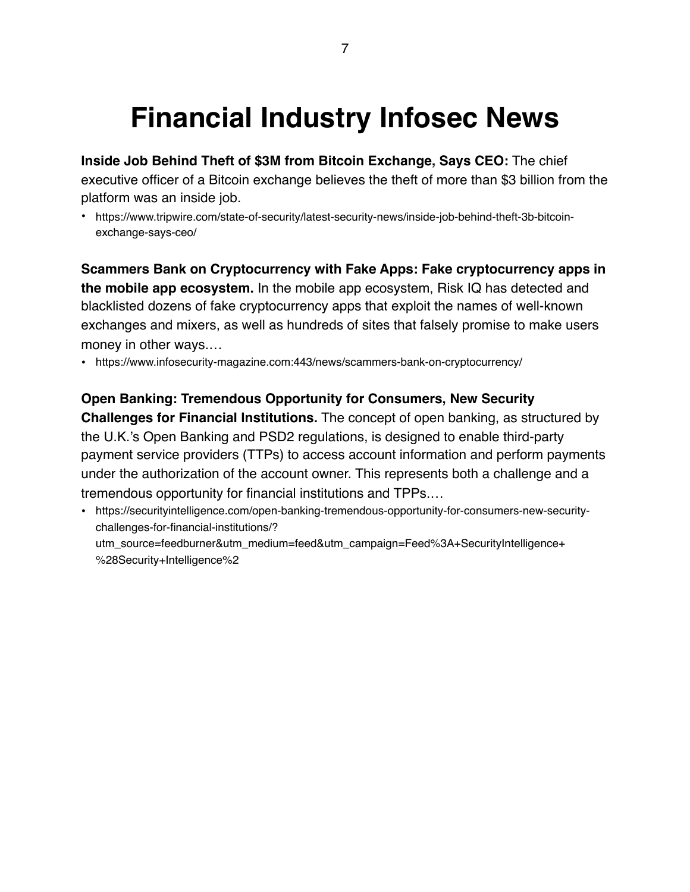# Financial Industry Infosec News

**Inside Job Behind Theft of $3M from Bitcoin Exchange, Says CEO:** The chief executive officer of a Bitcoin exchange believes the theft of more than $3 billion from the platform was an inside job.

- https://www.tripwire.com/state-of-security/latest-security-news/inside-job-behind-theft-3b-bitcoin-exchange-says-ceo/

**Scammers Bank on Cryptocurrency with Fake Apps: Fake cryptocurrency apps in the mobile app ecosystem.** In the mobile app ecosystem, Risk IQ has detected and blacklisted dozens of fake cryptocurrency apps that exploit the names of well-known exchanges and mixers, as well as hundreds of sites that falsely promise to make users money in other ways.…

- https://www.infosecurity-magazine.com:443/news/scammers-bank-on-cryptocurrency/

**Open Banking: Tremendous Opportunity for Consumers, New Security Challenges for Financial Institutions.** The concept of open banking, as structured by the U.K.'s Open Banking and PSD2 regulations, is designed to enable third-party payment service providers (TTPs) to access account information and perform payments under the authorization of the account owner. This represents both a challenge and a tremendous opportunity for financial institutions and TPPs.…

- https://securityintelligence.com/open-banking-tremendous-opportunity-for-consumers-new-security-challenges-for-financial-institutions/?utm_source=feedburner&utm_medium=feed&utm_campaign=Feed%3A+SecurityIntelligence+%28Security+Intelligence%2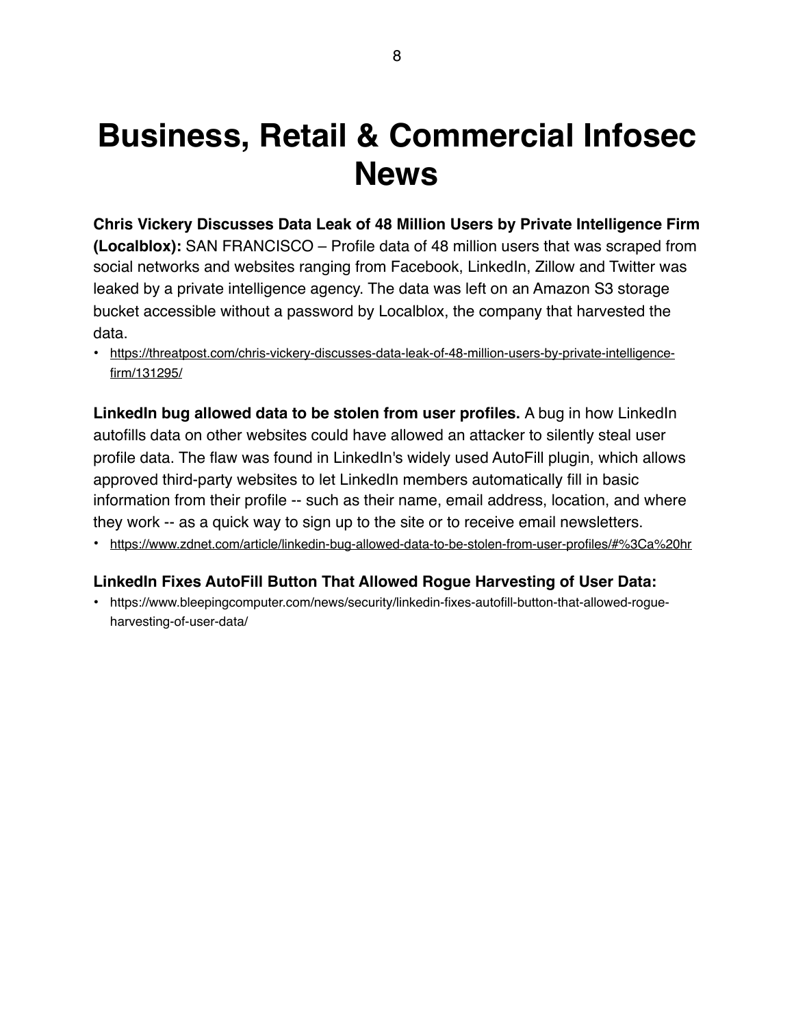# Business, Retail & Commercial Infosec News

**Chris Vickery Discusses Data Leak of 48 Million Users by Private Intelligence Firm (Localblox):** SAN FRANCISCO – Profile data of 48 million users that was scraped from social networks and websites ranging from Facebook, LinkedIn, Zillow and Twitter was leaked by a private intelligence agency. The data was left on an Amazon S3 storage bucket accessible without a password by Localblox, the company that harvested the data.

- https://threatpost.com/chris-vickery-discusses-data-leak-of-48-million-users-by-private-intelligence-firm/131295/

**LinkedIn bug allowed data to be stolen from user profiles.** A bug in how LinkedIn autofills data on other websites could have allowed an attacker to silently steal user profile data. The flaw was found in LinkedIn's widely used AutoFill plugin, which allows approved third-party websites to let LinkedIn members automatically fill in basic information from their profile -- such as their name, email address, location, and where they work -- as a quick way to sign up to the site or to receive email newsletters.

- https://www.zdnet.com/article/linkedin-bug-allowed-data-to-be-stolen-from-user-profiles/#%3Ca%20hr

**LinkedIn Fixes AutoFill Button That Allowed Rogue Harvesting of User Data:**

- https://www.bleepingcomputer.com/news/security/linkedin-fixes-autofill-button-that-allowed-rogue-harvesting-of-user-data/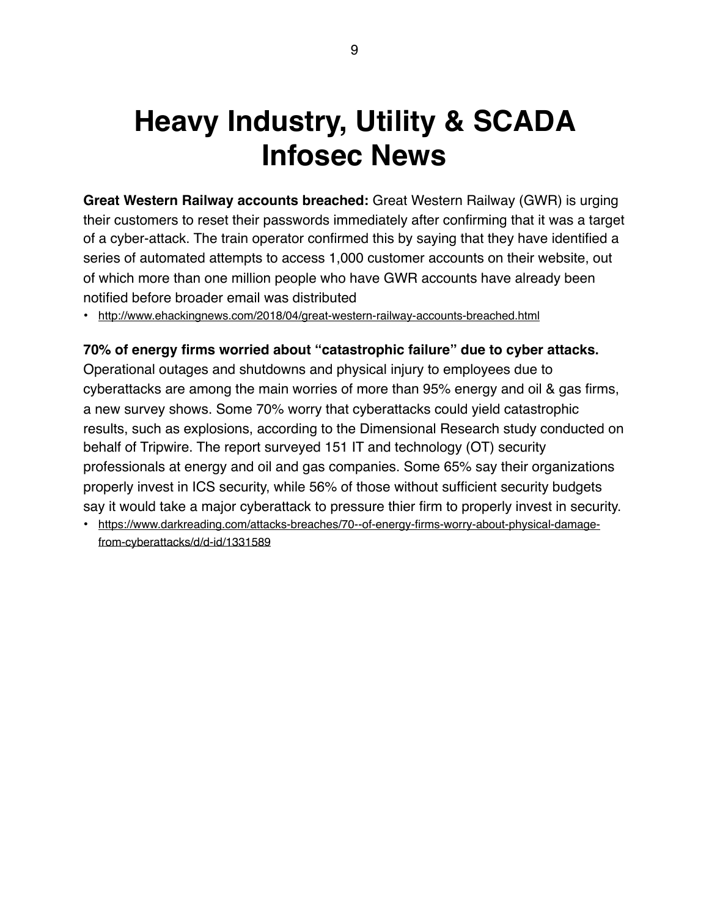# Heavy Industry, Utility & SCADA Infosec News

**Great Western Railway accounts breached:** Great Western Railway (GWR) is urging their customers to reset their passwords immediately after confirming that it was a target of a cyber-attack. The train operator confirmed this by saying that they have identified a series of automated attempts to access 1,000 customer accounts on their website, out of which more than one million people who have GWR accounts have already been notified before broader email was distributed

- http://www.ehackingnews.com/2018/04/great-western-railway-accounts-breached.html

**70% of energy firms worried about "catastrophic failure" due to cyber attacks.** Operational outages and shutdowns and physical injury to employees due to cyberattacks are among the main worries of more than 95% energy and oil & gas firms, a new survey shows. Some 70% worry that cyberattacks could yield catastrophic results, such as explosions, according to the Dimensional Research study conducted on behalf of Tripwire. The report surveyed 151 IT and technology (OT) security professionals at energy and oil and gas companies. Some 65% say their organizations properly invest in ICS security, while 56% of those without sufficient security budgets say it would take a major cyberattack to pressure thier firm to properly invest in security.

- https://www.darkreading.com/attacks-breaches/70--of-energy-firms-worry-about-physical-damage-from-cyberattacks/d/d-id/1331589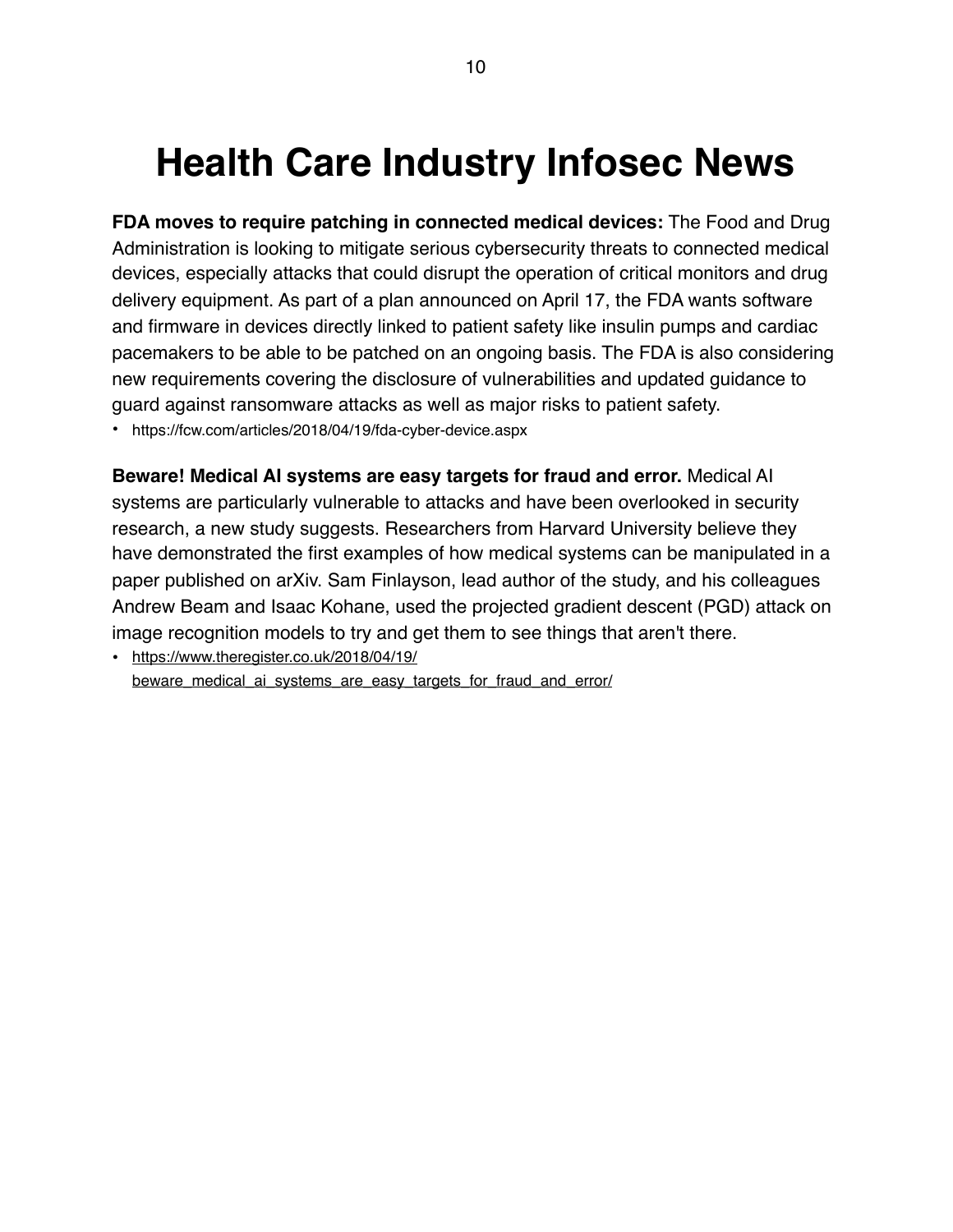# Health Care Industry Infosec News

**FDA moves to require patching in connected medical devices:** The Food and Drug Administration is looking to mitigate serious cybersecurity threats to connected medical devices, especially attacks that could disrupt the operation of critical monitors and drug delivery equipment. As part of a plan announced on April 17, the FDA wants software and firmware in devices directly linked to patient safety like insulin pumps and cardiac pacemakers to be able to be patched on an ongoing basis. The FDA is also considering new requirements covering the disclosure of vulnerabilities and updated guidance to guard against ransomware attacks as well as major risks to patient safety.

- https://fcw.com/articles/2018/04/19/fda-cyber-device.aspx

**Beware! Medical AI systems are easy targets for fraud and error.** Medical AI systems are particularly vulnerable to attacks and have been overlooked in security research, a new study suggests. Researchers from Harvard University believe they have demonstrated the first examples of how medical systems can be manipulated in a paper published on arXiv. Sam Finlayson, lead author of the study, and his colleagues Andrew Beam and Isaac Kohane, used the projected gradient descent (PGD) attack on image recognition models to try and get them to see things that aren't there.

- https://www.theregister.co.uk/2018/04/19/beware_medical_ai_systems_are_easy_targets_for_fraud_and_error/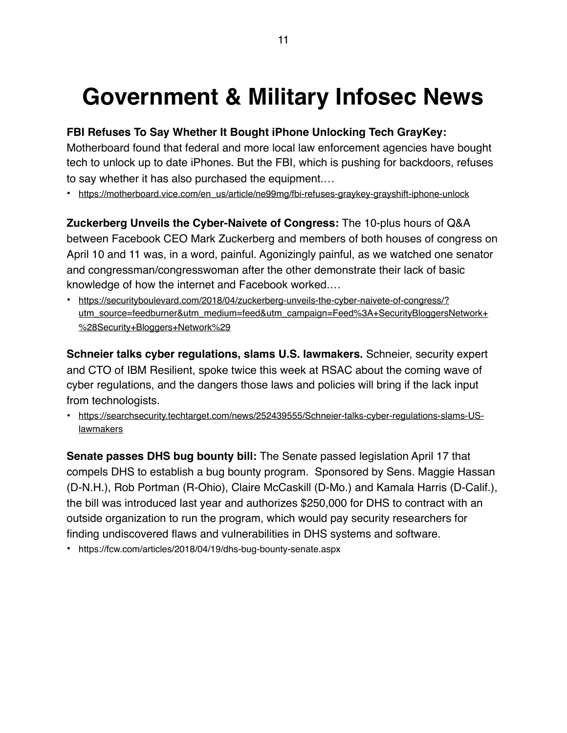# Government & Military Infosec News

**FBI Refuses To Say Whether It Bought iPhone Unlocking Tech GrayKey:** Motherboard found that federal and more local law enforcement agencies have bought tech to unlock up to date iPhones. But the FBI, which is pushing for backdoors, refuses to say whether it has also purchased the equipment.…

- https://motherboard.vice.com/en_us/article/ne99mg/fbi-refuses-graykey-grayshift-iphone-unlock

**Zuckerberg Unveils the Cyber-Naivete of Congress:** The 10-plus hours of Q&A between Facebook CEO Mark Zuckerberg and members of both houses of congress on April 10 and 11 was, in a word, painful. Agonizingly painful, as we watched one senator and congressman/congresswoman after the other demonstrate their lack of basic knowledge of how the internet and Facebook worked.…

- https://securityboulevard.com/2018/04/zuckerberg-unveils-the-cyber-naivete-of-congress/?utm_source=feedburner&utm_medium=feed&utm_campaign=Feed%3A+SecurityBloggersNetwork+%28Security+Bloggers+Network%29

**Schneier talks cyber regulations, slams U.S. lawmakers.** Schneier, security expert and CTO of IBM Resilient, spoke twice this week at RSAC about the coming wave of cyber regulations, and the dangers those laws and policies will bring if the lack input from technologists.

- https://searchsecurity.techtarget.com/news/252439555/Schneier-talks-cyber-regulations-slams-US-lawmakers

**Senate passes DHS bug bounty bill:** The Senate passed legislation April 17 that compels DHS to establish a bug bounty program. Sponsored by Sens. Maggie Hassan (D-N.H.), Rob Portman (R-Ohio), Claire McCaskill (D-Mo.) and Kamala Harris (D-Calif.), the bill was introduced last year and authorizes $250,000 for DHS to contract with an outside organization to run the program, which would pay security researchers for finding undiscovered flaws and vulnerabilities in DHS systems and software.

- https://fcw.com/articles/2018/04/19/dhs-bug-bounty-senate.aspx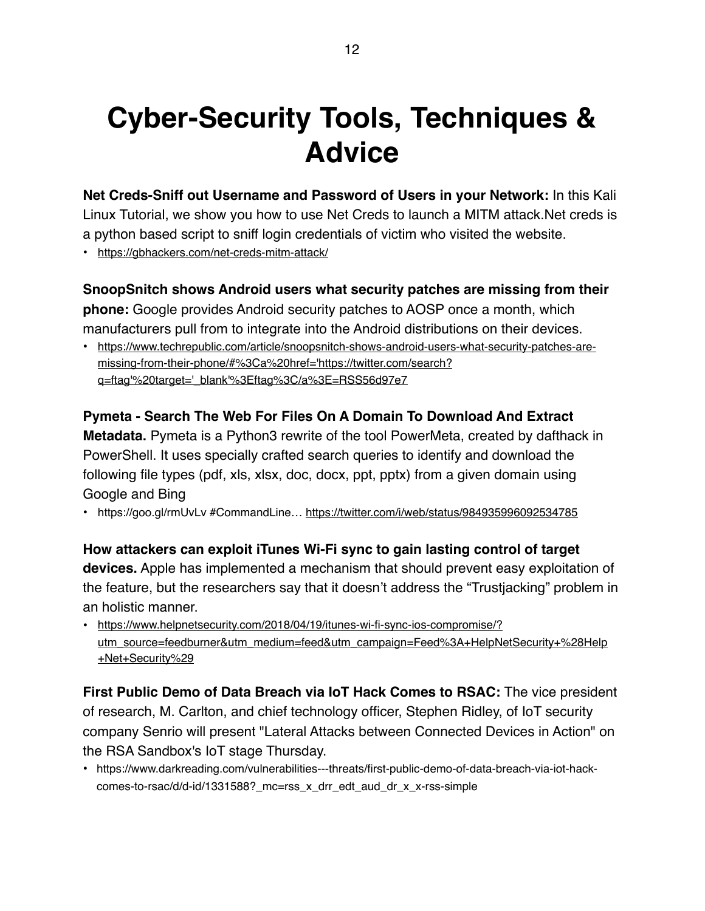# Cyber-Security Tools, Techniques & Advice

**Net Creds-Sniff out Username and Password of Users in your Network:** In this Kali Linux Tutorial, we show you how to use Net Creds to launch a MITM attack.Net creds is a python based script to sniff login credentials of victim who visited the website.

- https://gbhackers.com/net-creds-mitm-attack/

**SnoopSnitch shows Android users what security patches are missing from their phone:** Google provides Android security patches to AOSP once a month, which manufacturers pull from to integrate into the Android distributions on their devices.

- https://www.techrepublic.com/article/snoopsnitch-shows-android-users-what-security-patches-are-missing-from-their-phone/#%3Ca%20href='https://twitter.com/search?q=ftag'%20target='_blank'%3Eftag%3C/a%3E=RSS56d97e7

**Pymeta - Search The Web For Files On A Domain To Download And Extract Metadata.** Pymeta is a Python3 rewrite of the tool PowerMeta, created by dafthack in PowerShell. It uses specially crafted search queries to identify and download the following file types (pdf, xls, xlsx, doc, docx, ppt, pptx) from a given domain using Google and Bing

- https://goo.gl/rmUvLv #CommandLine… https://twitter.com/i/web/status/984935996092534785

**How attackers can exploit iTunes Wi-Fi sync to gain lasting control of target devices.** Apple has implemented a mechanism that should prevent easy exploitation of the feature, but the researchers say that it doesn't address the "Trustjacking" problem in an holistic manner.

- https://www.helpnetsecurity.com/2018/04/19/itunes-wi-fi-sync-ios-compromise/?utm_source=feedburner&utm_medium=feed&utm_campaign=Feed%3A+HelpNetSecurity+%28Help+Net+Security%29

**First Public Demo of Data Breach via IoT Hack Comes to RSAC:** The vice president of research, M. Carlton, and chief technology officer, Stephen Ridley, of IoT security company Senrio will present "Lateral Attacks between Connected Devices in Action" on the RSA Sandbox's IoT stage Thursday.

- https://www.darkreading.com/vulnerabilities---threats/first-public-demo-of-data-breach-via-iot-hack-comes-to-rsac/d/d-id/1331588?_mc=rss_x_drr_edt_aud_dr_x_x-rss-simple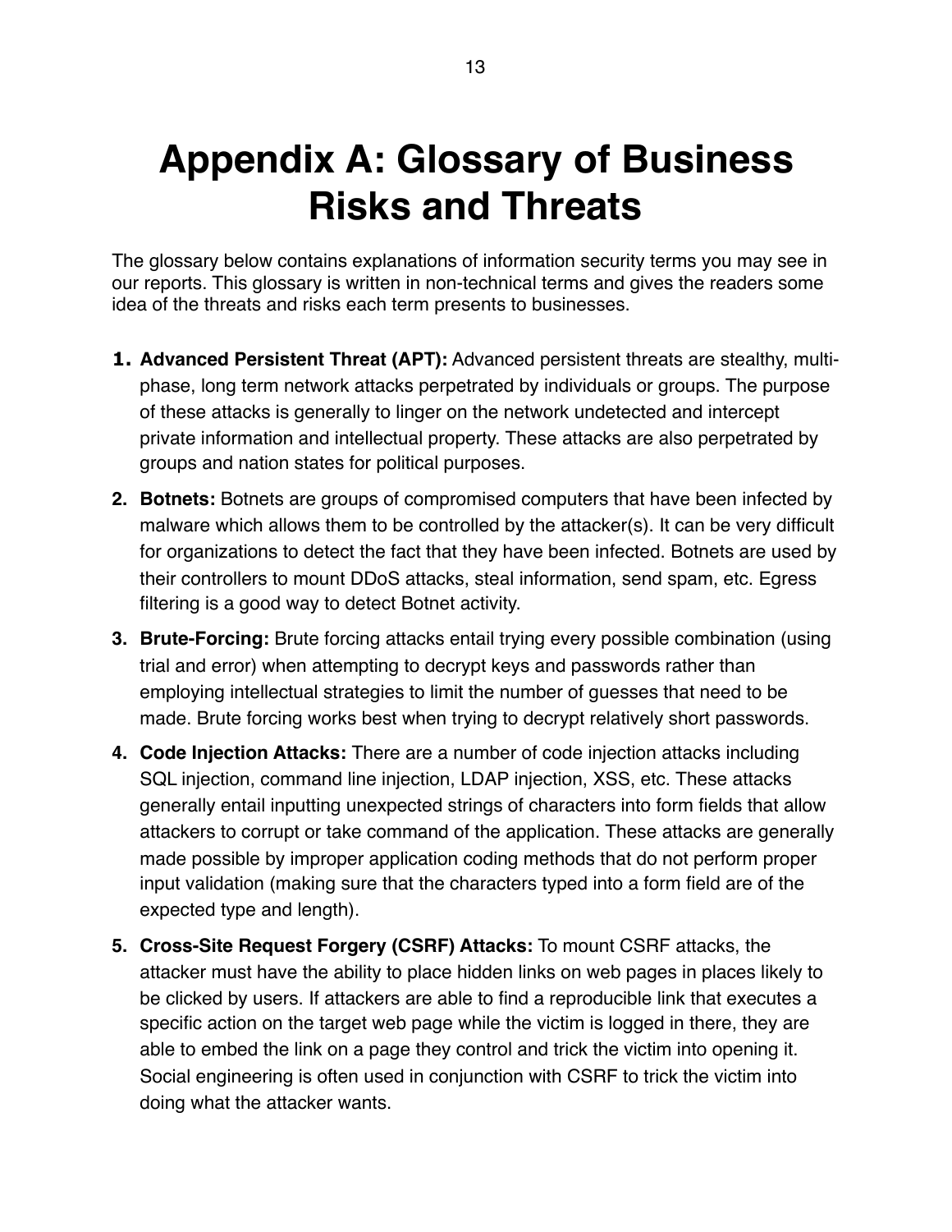# Appendix A: Glossary of Business Risks and Threats

The glossary below contains explanations of information security terms you may see in our reports. This glossary is written in non-technical terms and gives the readers some idea of the threats and risks each term presents to businesses.

1. **Advanced Persistent Threat (APT):** Advanced persistent threats are stealthy, multi-phase, long term network attacks perpetrated by individuals or groups. The purpose of these attacks is generally to linger on the network undetected and intercept private information and intellectual property. These attacks are also perpetrated by groups and nation states for political purposes.
2. **Botnets:** Botnets are groups of compromised computers that have been infected by malware which allows them to be controlled by the attacker(s). It can be very difficult for organizations to detect the fact that they have been infected. Botnets are used by their controllers to mount DDoS attacks, steal information, send spam, etc. Egress filtering is a good way to detect Botnet activity.
3. **Brute-Forcing:** Brute forcing attacks entail trying every possible combination (using trial and error) when attempting to decrypt keys and passwords rather than employing intellectual strategies to limit the number of guesses that need to be made. Brute forcing works best when trying to decrypt relatively short passwords.
4. **Code Injection Attacks:** There are a number of code injection attacks including SQL injection, command line injection, LDAP injection, XSS, etc. These attacks generally entail inputting unexpected strings of characters into form fields that allow attackers to corrupt or take command of the application. These attacks are generally made possible by improper application coding methods that do not perform proper input validation (making sure that the characters typed into a form field are of the expected type and length).
5. **Cross-Site Request Forgery (CSRF) Attacks:** To mount CSRF attacks, the attacker must have the ability to place hidden links on web pages in places likely to be clicked by users. If attackers are able to find a reproducible link that executes a specific action on the target web page while the victim is logged in there, they are able to embed the link on a page they control and trick the victim into opening it. Social engineering is often used in conjunction with CSRF to trick the victim into doing what the attacker wants.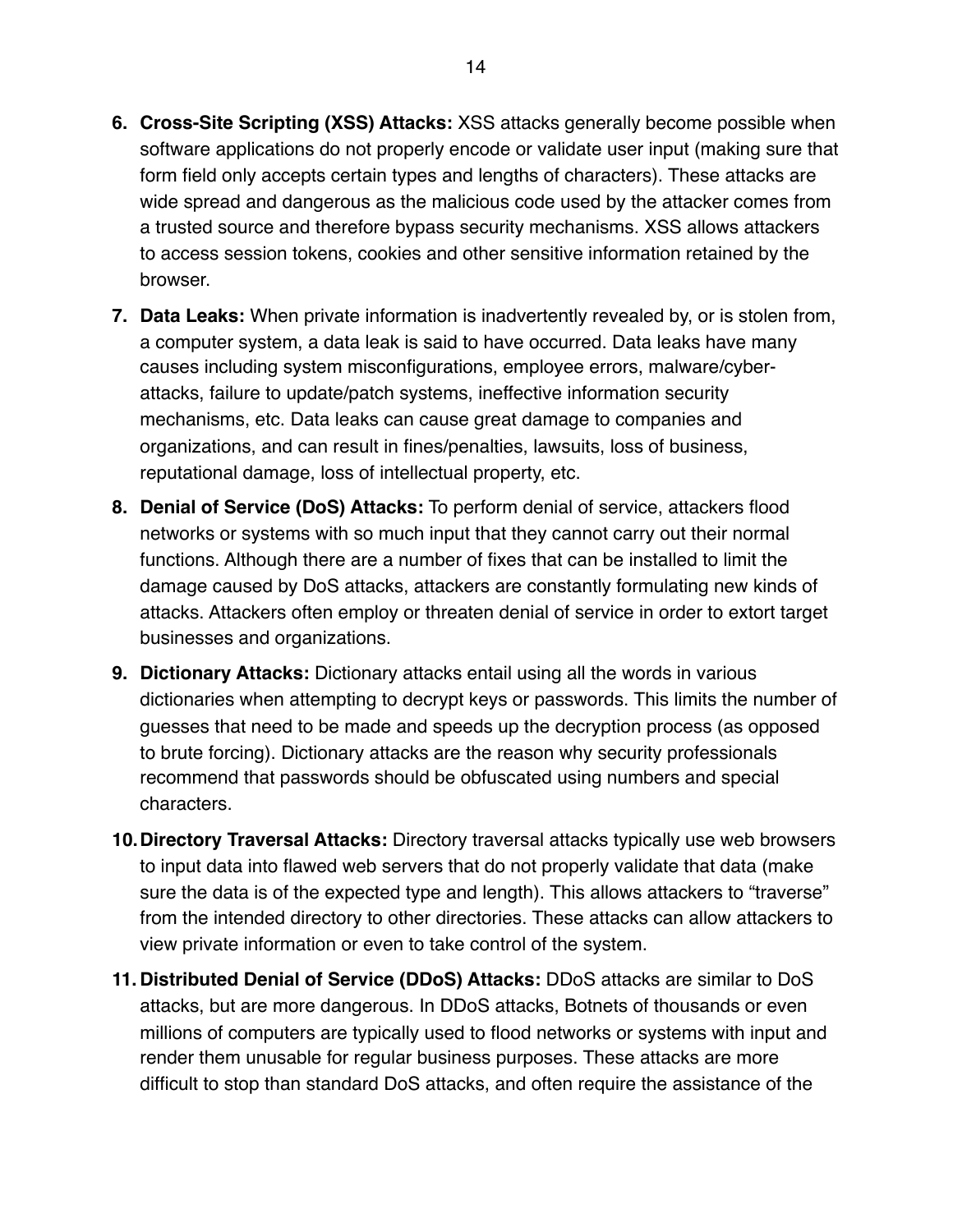6. **Cross-Site Scripting (XSS) Attacks:** XSS attacks generally become possible when software applications do not properly encode or validate user input (making sure that form field only accepts certain types and lengths of characters). These attacks are wide spread and dangerous as the malicious code used by the attacker comes from a trusted source and therefore bypass security mechanisms. XSS allows attackers to access session tokens, cookies and other sensitive information retained by the browser.
7. **Data Leaks:** When private information is inadvertently revealed by, or is stolen from, a computer system, a data leak is said to have occurred. Data leaks have many causes including system misconfigurations, employee errors, malware/cyber-attacks, failure to update/patch systems, ineffective information security mechanisms, etc. Data leaks can cause great damage to companies and organizations, and can result in fines/penalties, lawsuits, loss of business, reputational damage, loss of intellectual property, etc.
8. **Denial of Service (DoS) Attacks:** To perform denial of service, attackers flood networks or systems with so much input that they cannot carry out their normal functions. Although there are a number of fixes that can be installed to limit the damage caused by DoS attacks, attackers are constantly formulating new kinds of attacks. Attackers often employ or threaten denial of service in order to extort target businesses and organizations.
9. **Dictionary Attacks:** Dictionary attacks entail using all the words in various dictionaries when attempting to decrypt keys or passwords. This limits the number of guesses that need to be made and speeds up the decryption process (as opposed to brute forcing). Dictionary attacks are the reason why security professionals recommend that passwords should be obfuscated using numbers and special characters.
10. **Directory Traversal Attacks:** Directory traversal attacks typically use web browsers to input data into flawed web servers that do not properly validate that data (make sure the data is of the expected type and length). This allows attackers to "traverse" from the intended directory to other directories. These attacks can allow attackers to view private information or even to take control of the system.
11. **Distributed Denial of Service (DDoS) Attacks:** DDoS attacks are similar to DoS attacks, but are more dangerous. In DDoS attacks, Botnets of thousands or even millions of computers are typically used to flood networks or systems with input and render them unusable for regular business purposes. These attacks are more difficult to stop than standard DoS attacks, and often require the assistance of the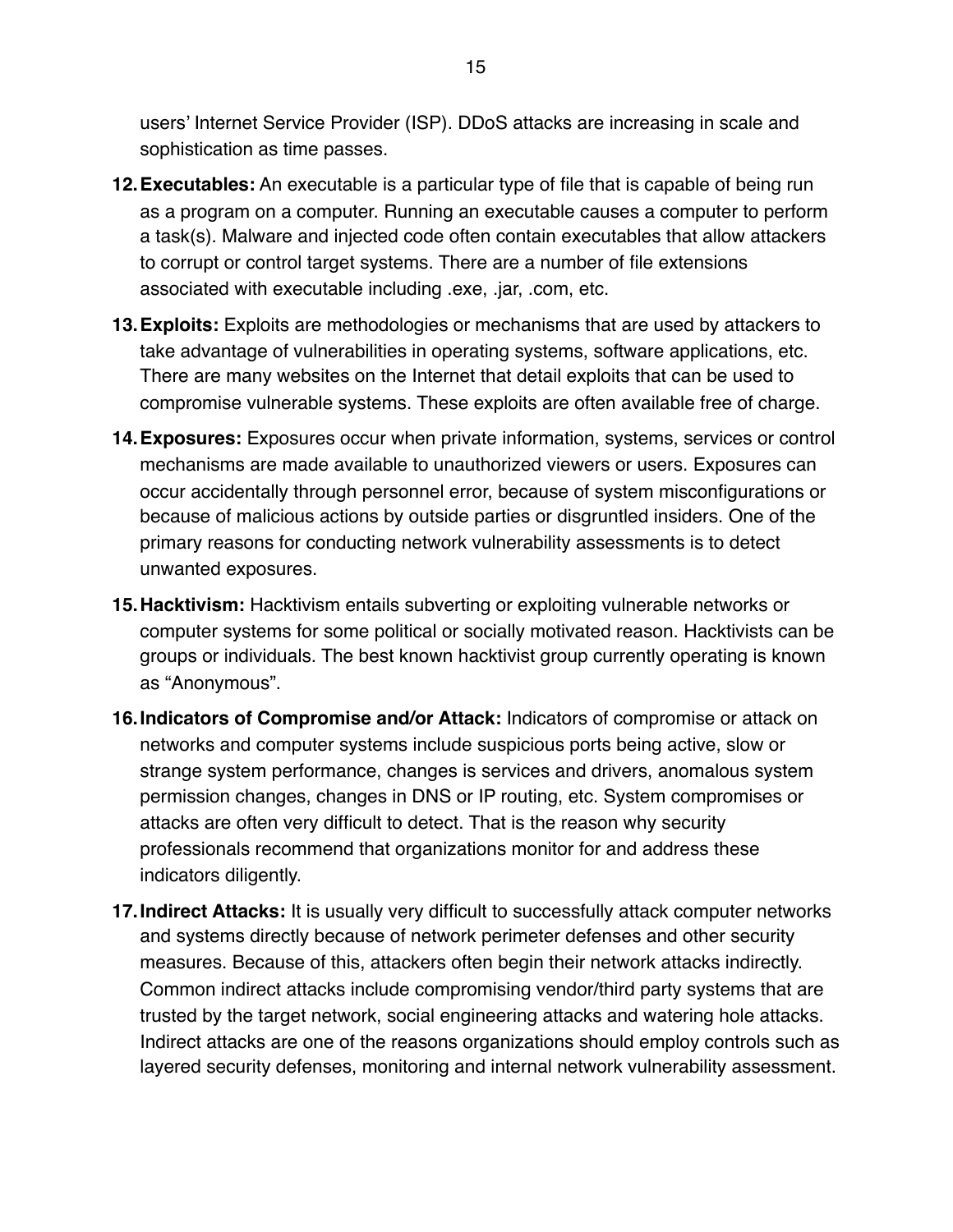users' Internet Service Provider (ISP). DDoS attacks are increasing in scale and sophistication as time passes.

12. **Executables:** An executable is a particular type of file that is capable of being run as a program on a computer. Running an executable causes a computer to perform a task(s). Malware and injected code often contain executables that allow attackers to corrupt or control target systems. There are a number of file extensions associated with executable including .exe, .jar, .com, etc.

13. **Exploits:** Exploits are methodologies or mechanisms that are used by attackers to take advantage of vulnerabilities in operating systems, software applications, etc. There are many websites on the Internet that detail exploits that can be used to compromise vulnerable systems. These exploits are often available free of charge.

14. **Exposures:** Exposures occur when private information, systems, services or control mechanisms are made available to unauthorized viewers or users. Exposures can occur accidentally through personnel error, because of system misconfigurations or because of malicious actions by outside parties or disgruntled insiders. One of the primary reasons for conducting network vulnerability assessments is to detect unwanted exposures.

15. **Hacktivism:** Hacktivism entails subverting or exploiting vulnerable networks or computer systems for some political or socially motivated reason. Hacktivists can be groups or individuals. The best known hacktivist group currently operating is known as "Anonymous".

16. **Indicators of Compromise and/or Attack:** Indicators of compromise or attack on networks and computer systems include suspicious ports being active, slow or strange system performance, changes is services and drivers, anomalous system permission changes, changes in DNS or IP routing, etc. System compromises or attacks are often very difficult to detect. That is the reason why security professionals recommend that organizations monitor for and address these indicators diligently.

17. **Indirect Attacks:** It is usually very difficult to successfully attack computer networks and systems directly because of network perimeter defenses and other security measures. Because of this, attackers often begin their network attacks indirectly. Common indirect attacks include compromising vendor/third party systems that are trusted by the target network, social engineering attacks and watering hole attacks. Indirect attacks are one of the reasons organizations should employ controls such as layered security defenses, monitoring and internal network vulnerability assessment.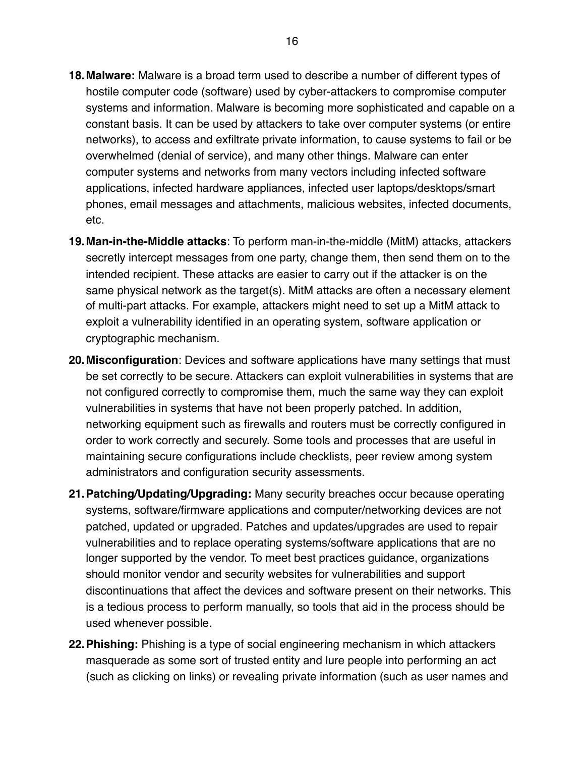18. **Malware:** Malware is a broad term used to describe a number of different types of hostile computer code (software) used by cyber-attackers to compromise computer systems and information. Malware is becoming more sophisticated and capable on a constant basis. It can be used by attackers to take over computer systems (or entire networks), to access and exfiltrate private information, to cause systems to fail or be overwhelmed (denial of service), and many other things. Malware can enter computer systems and networks from many vectors including infected software applications, infected hardware appliances, infected user laptops/desktops/smart phones, email messages and attachments, malicious websites, infected documents, etc.
19. **Man-in-the-Middle attacks**: To perform man-in-the-middle (MitM) attacks, attackers secretly intercept messages from one party, change them, then send them on to the intended recipient. These attacks are easier to carry out if the attacker is on the same physical network as the target(s). MitM attacks are often a necessary element of multi-part attacks. For example, attackers might need to set up a MitM attack to exploit a vulnerability identified in an operating system, software application or cryptographic mechanism.
20. **Misconfiguration**: Devices and software applications have many settings that must be set correctly to be secure. Attackers can exploit vulnerabilities in systems that are not configured correctly to compromise them, much the same way they can exploit vulnerabilities in systems that have not been properly patched. In addition, networking equipment such as firewalls and routers must be correctly configured in order to work correctly and securely. Some tools and processes that are useful in maintaining secure configurations include checklists, peer review among system administrators and configuration security assessments.
21. **Patching/Updating/Upgrading:** Many security breaches occur because operating systems, software/firmware applications and computer/networking devices are not patched, updated or upgraded. Patches and updates/upgrades are used to repair vulnerabilities and to replace operating systems/software applications that are no longer supported by the vendor. To meet best practices guidance, organizations should monitor vendor and security websites for vulnerabilities and support discontinuations that affect the devices and software present on their networks. This is a tedious process to perform manually, so tools that aid in the process should be used whenever possible.
22. **Phishing:** Phishing is a type of social engineering mechanism in which attackers masquerade as some sort of trusted entity and lure people into performing an act (such as clicking on links) or revealing private information (such as user names and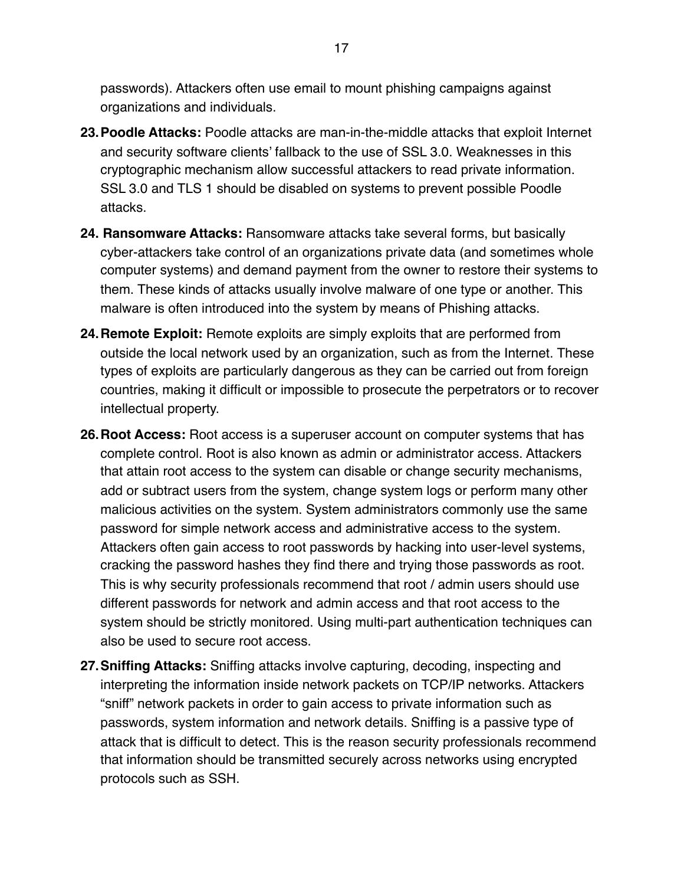passwords). Attackers often use email to mount phishing campaigns against organizations and individuals.

23. **Poodle Attacks:** Poodle attacks are man-in-the-middle attacks that exploit Internet and security software clients' fallback to the use of SSL 3.0. Weaknesses in this cryptographic mechanism allow successful attackers to read private information. SSL 3.0 and TLS 1 should be disabled on systems to prevent possible Poodle attacks.

24. **Ransomware Attacks:** Ransomware attacks take several forms, but basically cyber-attackers take control of an organizations private data (and sometimes whole computer systems) and demand payment from the owner to restore their systems to them. These kinds of attacks usually involve malware of one type or another. This malware is often introduced into the system by means of Phishing attacks.

24. **Remote Exploit:** Remote exploits are simply exploits that are performed from outside the local network used by an organization, such as from the Internet. These types of exploits are particularly dangerous as they can be carried out from foreign countries, making it difficult or impossible to prosecute the perpetrators or to recover intellectual property.

26. **Root Access:** Root access is a superuser account on computer systems that has complete control. Root is also known as admin or administrator access. Attackers that attain root access to the system can disable or change security mechanisms, add or subtract users from the system, change system logs or perform many other malicious activities on the system. System administrators commonly use the same password for simple network access and administrative access to the system. Attackers often gain access to root passwords by hacking into user-level systems, cracking the password hashes they find there and trying those passwords as root. This is why security professionals recommend that root / admin users should use different passwords for network and admin access and that root access to the system should be strictly monitored. Using multi-part authentication techniques can also be used to secure root access.

27. **Sniffing Attacks:** Sniffing attacks involve capturing, decoding, inspecting and interpreting the information inside network packets on TCP/IP networks. Attackers "sniff" network packets in order to gain access to private information such as passwords, system information and network details. Sniffing is a passive type of attack that is difficult to detect. This is the reason security professionals recommend that information should be transmitted securely across networks using encrypted protocols such as SSH.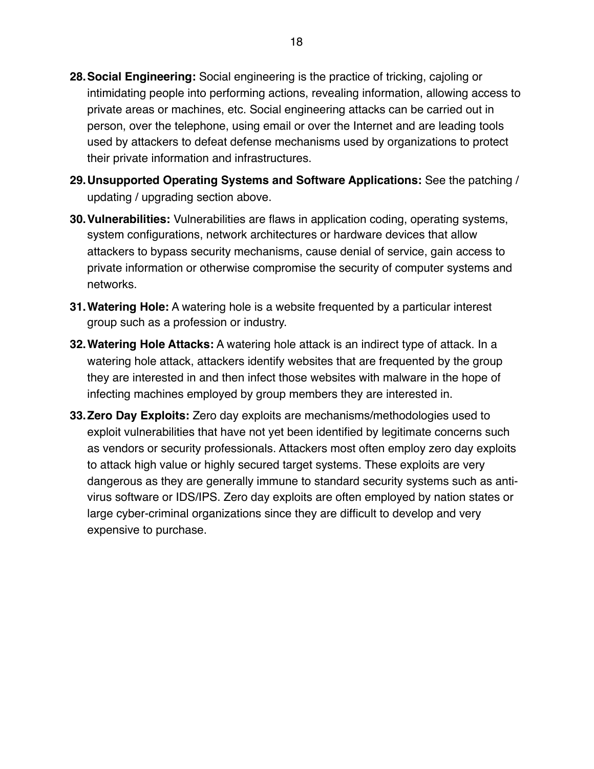28. **Social Engineering:** Social engineering is the practice of tricking, cajoling or intimidating people into performing actions, revealing information, allowing access to private areas or machines, etc. Social engineering attacks can be carried out in person, over the telephone, using email or over the Internet and are leading tools used by attackers to defeat defense mechanisms used by organizations to protect their private information and infrastructures.
29. **Unsupported Operating Systems and Software Applications:** See the patching / updating / upgrading section above.
30. **Vulnerabilities:** Vulnerabilities are flaws in application coding, operating systems, system configurations, network architectures or hardware devices that allow attackers to bypass security mechanisms, cause denial of service, gain access to private information or otherwise compromise the security of computer systems and networks.
31. **Watering Hole:** A watering hole is a website frequented by a particular interest group such as a profession or industry.
32. **Watering Hole Attacks:** A watering hole attack is an indirect type of attack. In a watering hole attack, attackers identify websites that are frequented by the group they are interested in and then infect those websites with malware in the hope of infecting machines employed by group members they are interested in.
33. **Zero Day Exploits:** Zero day exploits are mechanisms/methodologies used to exploit vulnerabilities that have not yet been identified by legitimate concerns such as vendors or security professionals. Attackers most often employ zero day exploits to attack high value or highly secured target systems. These exploits are very dangerous as they are generally immune to standard security systems such as anti-virus software or IDS/IPS. Zero day exploits are often employed by nation states or large cyber-criminal organizations since they are difficult to develop and very expensive to purchase.